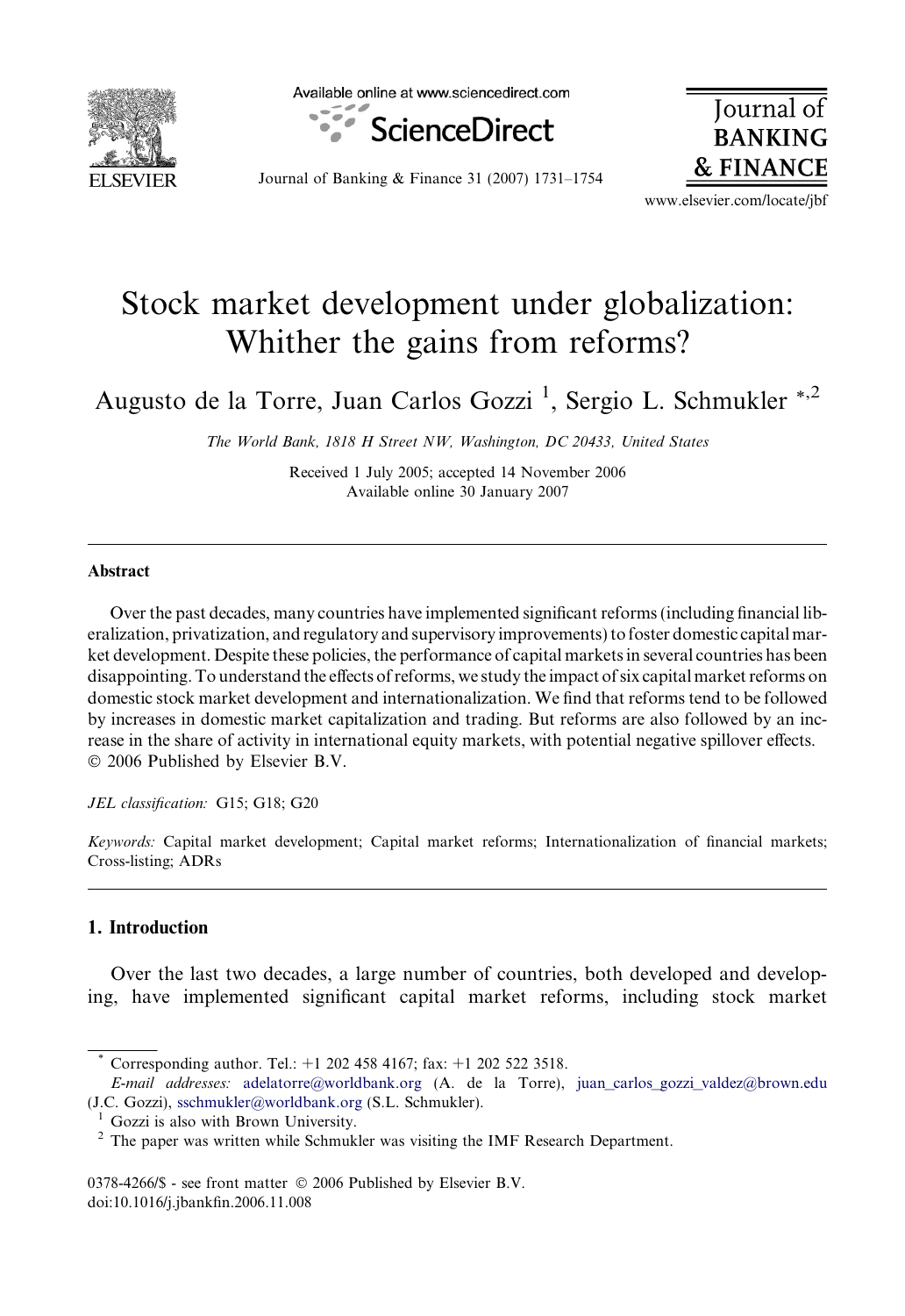# Stock market development under globalization: Whither the gains from reforms?

Augusto de la Torre, Juan Carlos Gozzi [1], Sergio L. Schmukler [*,2]

*The World Bank, 1818 H Street NW, Washington, DC 20433, United States*

Received 1 July 2005; accepted 14 November 2006
Available online 30 January 2007

## Abstract

Over the past decades, many countries have implemented significant reforms (including financial liberalization, privatization, and regulatory and supervisory improvements) to foster domestic capital market development. Despite these policies, the performance of capital markets in several countries has been disappointing. To understand the effects of reforms, we study the impact of six capital market reforms on domestic stock market development and internationalization. We find that reforms tend to be followed by increases in domestic market capitalization and trading. But reforms are also followed by an increase in the share of activity in international equity markets, with potential negative spillover effects.
© 2006 Published by Elsevier B.V.

*JEL classification:* G15; G18; G20

*Keywords:* Capital market development; Capital market reforms; Internationalization of financial markets; Cross-listing; ADRs

## 1. Introduction

Over the last two decades, a large number of countries, both developed and developing, have implemented significant capital market reforms, including stock market

---

[*] Corresponding author. Tel.: +1 202 458 4167; fax: +1 202 522 3518.
*E-mail addresses:* adelatorre@worldbank.org (A. de la Torre), juan_carlos_gozzi_valdez@brown.edu (J.C. Gozzi), sschmukler@worldbank.org (S.L. Schmukler).

[1] Gozzi is also with Brown University.

[2] The paper was written while Schmukler was visiting the IMF Research Department.

0378-4266/$ - see front matter © 2006 Published by Elsevier B.V.
doi:10.1016/j.jbankfin.2006.11.008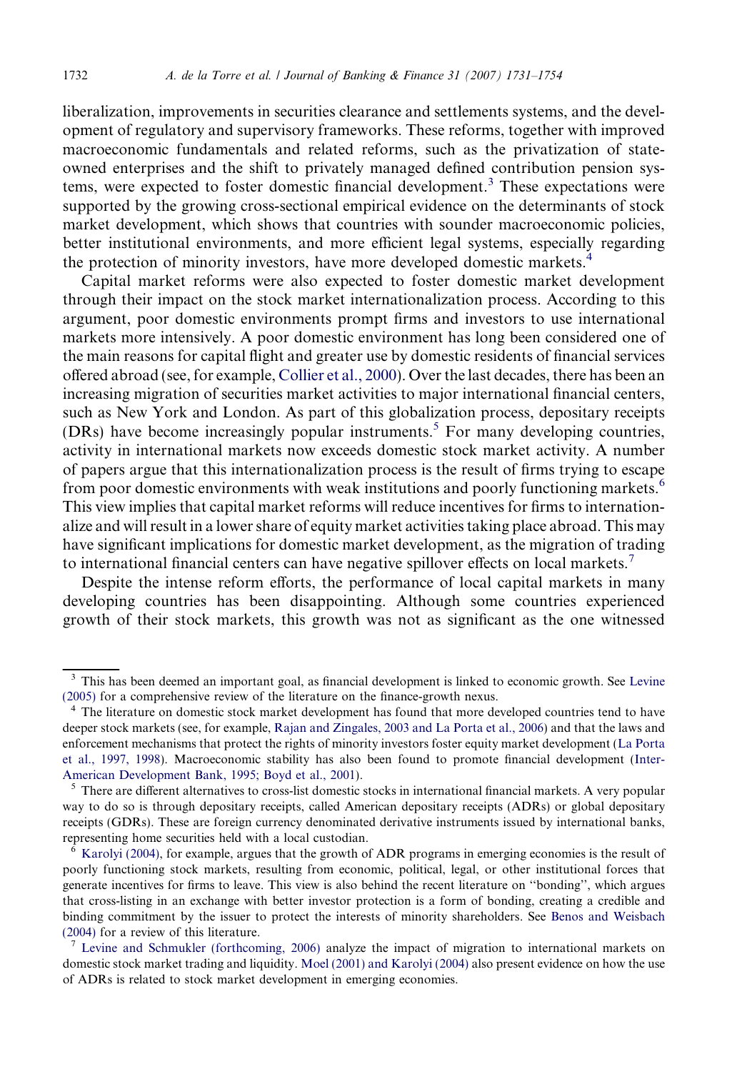liberalization, improvements in securities clearance and settlements systems, and the development of regulatory and supervisory frameworks. These reforms, together with improved macroeconomic fundamentals and related reforms, such as the privatization of state-owned enterprises and the shift to privately managed defined contribution pension systems, were expected to foster domestic financial development.[3] These expectations were supported by the growing cross-sectional empirical evidence on the determinants of stock market development, which shows that countries with sounder macroeconomic policies, better institutional environments, and more efficient legal systems, especially regarding the protection of minority investors, have more developed domestic markets.[4]

Capital market reforms were also expected to foster domestic market development through their impact on the stock market internationalization process. According to this argument, poor domestic environments prompt firms and investors to use international markets more intensively. A poor domestic environment has long been considered one of the main reasons for capital flight and greater use by domestic residents of financial services offered abroad (see, for example, Collier et al., 2000). Over the last decades, there has been an increasing migration of securities market activities to major international financial centers, such as New York and London. As part of this globalization process, depositary receipts (DRs) have become increasingly popular instruments.[5] For many developing countries, activity in international markets now exceeds domestic stock market activity. A number of papers argue that this internationalization process is the result of firms trying to escape from poor domestic environments with weak institutions and poorly functioning markets.[6] This view implies that capital market reforms will reduce incentives for firms to internationalize and will result in a lower share of equity market activities taking place abroad. This may have significant implications for domestic market development, as the migration of trading to international financial centers can have negative spillover effects on local markets.[7]

Despite the intense reform efforts, the performance of local capital markets in many developing countries has been disappointing. Although some countries experienced growth of their stock markets, this growth was not as significant as the one witnessed

---

[3] This has been deemed an important goal, as financial development is linked to economic growth. See Levine (2005) for a comprehensive review of the literature on the finance-growth nexus.

[4] The literature on domestic stock market development has found that more developed countries tend to have deeper stock markets (see, for example, Rajan and Zingales, 2003 and La Porta et al., 2006) and that the laws and enforcement mechanisms that protect the rights of minority investors foster equity market development (La Porta et al., 1997, 1998). Macroeconomic stability has also been found to promote financial development (Inter-American Development Bank, 1995; Boyd et al., 2001).

[5] There are different alternatives to cross-list domestic stocks in international financial markets. A very popular way to do so is through depositary receipts, called American depositary receipts (ADRs) or global depositary receipts (GDRs). These are foreign currency denominated derivative instruments issued by international banks, representing home securities held with a local custodian.

[6] Karolyi (2004), for example, argues that the growth of ADR programs in emerging economies is the result of poorly functioning stock markets, resulting from economic, political, legal, or other institutional forces that generate incentives for firms to leave. This view is also behind the recent literature on "bonding", which argues that cross-listing in an exchange with better investor protection is a form of bonding, creating a credible and binding commitment by the issuer to protect the interests of minority shareholders. See Benos and Weisbach (2004) for a review of this literature.

[7] Levine and Schmukler (forthcoming, 2006) analyze the impact of migration to international markets on domestic stock market trading and liquidity. Moel (2001) and Karolyi (2004) also present evidence on how the use of ADRs is related to stock market development in emerging economies.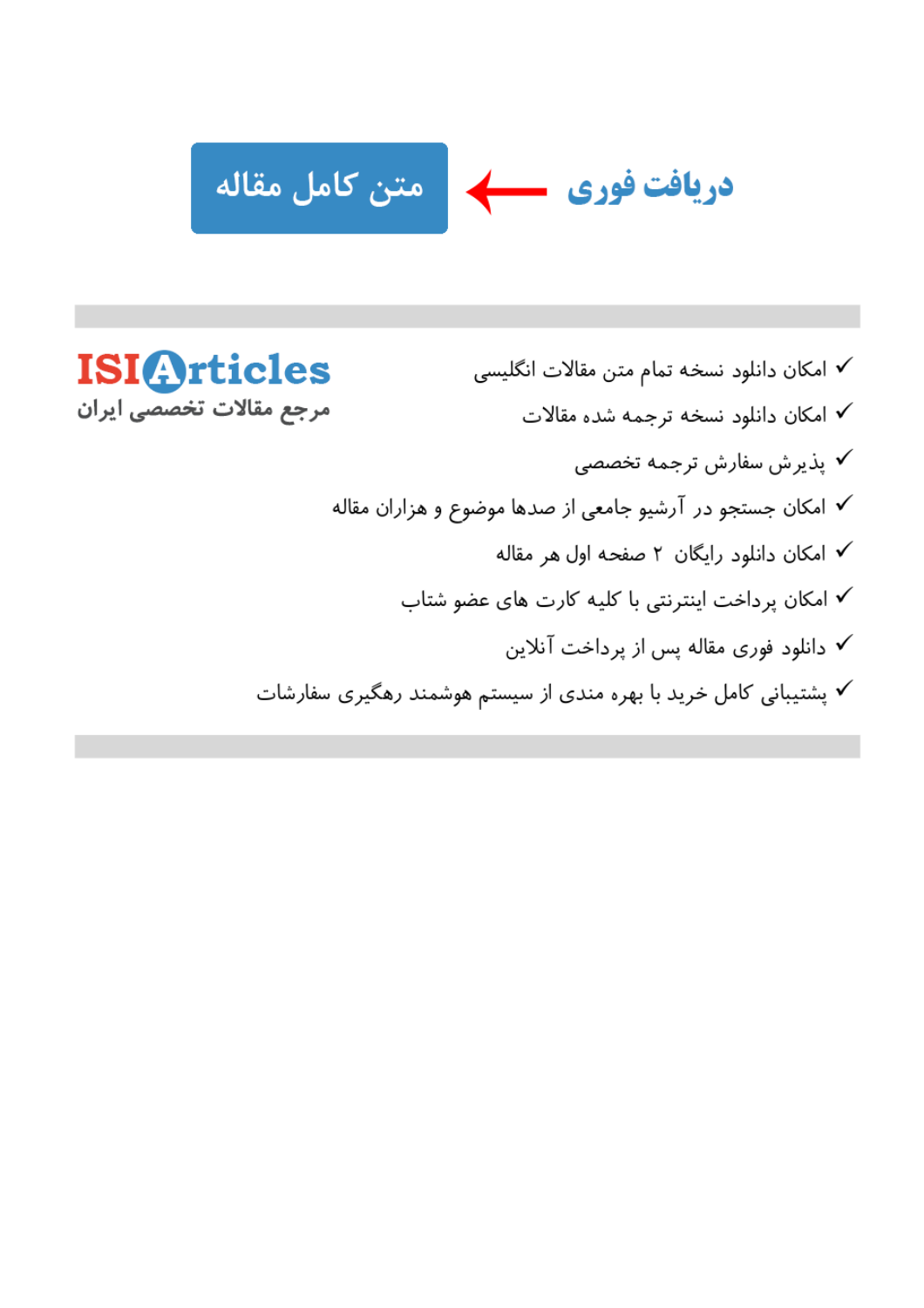**دریافت فوری** ← **متن کامل مقاله**

---

**ISIArticles**
مرجع مقالات تخصصی ایران

- ✓ امکان دانلود نسخه تمام متن مقالات انگلیسی
- ✓ امکان دانلود نسخه ترجمه شده مقالات
- ✓ پذیرش سفارش ترجمه تخصصی
- ✓ امکان جستجو در آرشیو جامعی از صدها موضوع و هزاران مقاله
- ✓ امکان دانلود رایگان ۲ صفحه اول هر مقاله
- ✓ امکان پرداخت اینترنتی با کلیه کارت های عضو شتاب
- ✓ دانلود فوری مقاله پس از پرداخت آنلاین
- ✓ پشتیبانی کامل خرید با بهره مندی از سیستم هوشمند رهگیری سفارشات

---